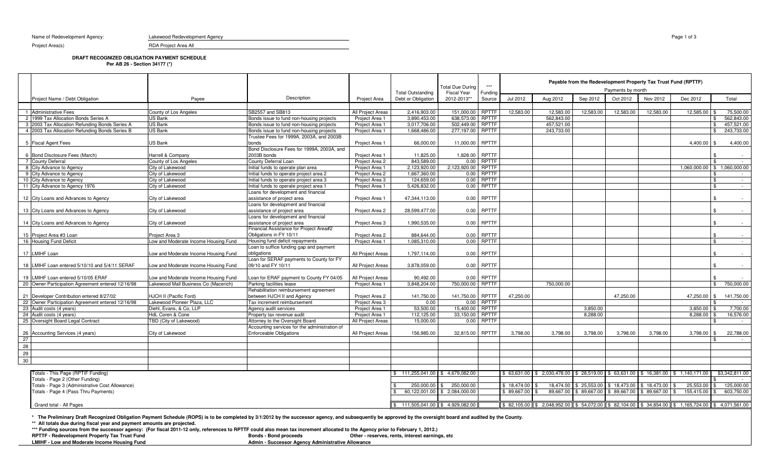Name of Redevelopment Agency: Lakewood Redevelopment Agency

Project Area(s) RDA Project Area All

**DRAFT RECOGNIZED OBLIGATION PAYMENT SCHEDULE**
**Per AB 26 - Section 34177 (*)**

| | Project Name / Debt Obligation | Payee | Description | Project Area | Total Outstanding Debt or Obligation | Total Due During Fiscal Year 2012-2013** | *** Funding Source | Payable from the Redevelopment Property Tax Trust Fund (RPTTF) Payments by month | | | | | | |
|---|---|---|---|---|---|---|---|---|---|---|---|---|---|---|
| | | | | | | | | Jul 2012 | Aug 2012 | Sep 2012 | Oct 2012 | Nov 2012 | Dec 2012 | Total |
| 1 | Administrative Fees | County of Los Angeles | SB2557 and SB813 | All Project Areas | 2,416,903.00 | 151,000.00 | RPTTF | 12,583.00 | 12,583.00 | 12,583.00 | 12,583.00 | 12,583.00 | 12,585.00 | $ 75,500.00 |
| 2 | 1999 Tax Allocation Bonds Series A | US Bank | Bonds issue to fund non-housing projects | Project Area 1 | 3,890,453.00 | 638,573.00 | RPTTF | | 562,843.00 | | | | | $ 562,843.00 |
| 3 | 2003 Tax Allocation Refunding Bonds Series A | US Bank | Bonds issue to fund non-housing projects | Project Area 1 | 3,017,706.00 | 502,449.00 | RPTTF | | 457,521.00 | | | | | $ 457,521.00 |
| 4 | 2003 Tax Allocation Refunding Bonds Series B | US Bank | Bonds issue to fund non-housing projects | Project Area 1 | 1,668,486.00 | 277,197.00 | RPTTF | | 243,733.00 | | | | | $ 243,733.00 |
| 5 | Fiscal Agent Fees | US Bank | Trustee Fees for 1999A, 2003A, and 2003B bonds | Project Area 1 | 66,000.00 | 11,000.00 | RPTTF | | | | | | 4,400.00 | $ 4,400.00 |
| 6 | Bond Disclosure Fees (March) | Harrell & Company | Bond Disclosure Fees for 1999A, 2003A, and 2003B bonds | Project Area 1 | 11,825.00 | 1,828.00 | RPTTF | | | | | | | $ - |
| 7 | County Deferral | County of Los Angeles | County Deferral Loan | Project Area 2 | 843,589.00 | 0.00 | RPTTF | | | | | | | $ - |
| 8 | City Advance to Agency | City of Lakewood | Initial funds to operate plan area | Project Area 1 | 2,123,920.00 | 2,123,920.00 | RPTTF | | | | | | 1,060,000.00 | $ 1,060,000.00 |
| 9 | City Advance to Agency | City of Lakewood | Initial funds to operate project area 2 | Project Area 2 | 1,667,360.00 | 0.00 | RPTTF | | | | | | | $ - |
| 10 | City Advance to Agency | City of Lakewood | Initial funds to operate project area 3 | Project Area 3 | 124,659.00 | 0.00 | RPTTF | | | | | | | $ - |
| 11 | City Advance to Agency 1976 | City of Lakewood | Initial funds to operate project area 1 | Project Area 1 | 5,426,832.00 | 0.00 | RPTTF | | | | | | | $ - |
| 12 | City Loans and Advances to Agency | City of Lakewood | Loans for development and financial assistance of project area | Project Area 1 | 47,344,113.00 | 0.00 | RPTTF | | | | | | | $ - |
| 13 | City Loans and Advances to Agency | City of Lakewood | Loans for development and financial assistance of project area | Project Area 2 | 28,599,477.00 | 0.00 | RPTTF | | | | | | | $ - |
| 14 | City Loans and Advances to Agency | City of Lakewood | Loans for development and financial assistance of project area | Project Area 3 | 1,990,535.00 | 0.00 | RPTTF | | | | | | | $ - |
| 15 | Project Area #3 Loan | Project Area 3 | Financial Assistance for Project Area#2 Obligations in FY 10/11 | Project Area 2 | 884,644.00 | 0.00 | RPTTF | | | | | | | $ - |
| 16 | Housing Fund Deficit | Low and Moderate Income Housing Fund | Housing fund deficit repayments | Project Area 1 | 1,085,310.00 | 0.00 | RPTTF | | | | | | | $ - |
| 17 | LMIHF Loan | Low and Moderate Income Housing Fund | Loan to suffice funding gap and payment obligations | All Project Areas | 1,797,114.00 | 0.00 | RPTTF | | | | | | | $ - |
| 18 | LMIHF Loan entered 5/10/10 and 5/4/11 SERAF | Low and Moderate Income Housing Fund | Loan for SERAF payments to County for FY 09/10 and FY 10/11 | All Project Areas | 3,878,059.00 | 0.00 | RPTTF | | | | | | | $ - |
| 19 | LMIHF Loan entered 5/10/05 ERAF | Low and Moderate Income Housing Fund | Loan for ERAF payment to County FY 04/05 | All Project Areas | 90,492.00 | 0.00 | RPTTF | | | | | | | $ - |
| 20 | Owner Participation Agreement entered 12/16/98 | Lakewood Mall Business Co (Macerich) | Parking facilities lease | Project Area 1 | 3,848,204.00 | 750,000.00 | RPTTF | | 750,000.00 | | | | | $ 750,000.00 |
| 21 | Developer Contribution entered 8/27/02 | HJCH II (Pacific Ford) | Rehabilitation reimbursement agreement between HJCH II and Agency | Project Area 2 | 141,750.00 | 141,750.00 | RPTTF | 47,250.00 | | | 47,250.00 | | 47,250.00 | $ 141,750.00 |
| 22 | Owner Participation Agreement entered 12/16/98 | Lakewood Pioneer Plaza, LLC | Tax increment reimbursement | Project Area 3 | 0.00 | 0.00 | RPTTF | | | | | | | $ - |
| 23 | Audit costs (4 years) | Diehl, Evans, & Co, LLP | Agency audit services | Project Area 1 | 53,500.00 | 15,400.00 | RPTTF | | | 3,850.00 | | | 3,850.00 | $ 7,700.00 |
| 24 | Audit costs (4 years) | HdL Coren & Cone | Property tax revenue audit | Project Area 1 | 112,125.00 | 33,150.00 | RPTTF | | | 8,288.00 | | | 8,288.00 | $ 16,576.00 |
| 25 | Oversight Board Legal Contract | TBD (City of Lakewood) | Attorney to the Oversight Board | All Project Areas | 15,000.00 | 0.00 | RPTTF | | | | | | | $ - |
| 26 | Accounting Services (4 years) | City of Lakewood | Accounting services for the administration of Enforceable Obligations | All Project Areas | 156,985.00 | 32,815.00 | RPTTF | 3,798.00 | 3,798.00 | 3,798.00 | 3,798.00 | 3,798.00 | 3,798.00 | $ 22,788.00 |
| 27 | | | | | | | | | | | | | | $ - |
| 28 | | | | | | | | | | | | | | |
| 29 | | | | | | | | | | | | | | |
| 30 | | | | | | | | | | | | | | |
| | Totals - This Page (RPTTF Funding) | | | | $ 111,255,041.00 | $ 4,679,082.00 | | $ 63,631.00 | $ 2,030,478.00 | $ 28,519.00 | $ 63,631.00 | $ 16,381.00 | $ 1,140,171.00 | $3,342,811.00 |
| | Totals - Page 2 (Other Funding) | | | | | | | | | | | | | $ - |
| | Totals - Page 3 (Administrative Cost Allowance) | | | | $ 250,000.00 | $ 250,000.00 | | $ 18,474.00 | $ 18,474.00 | $ 25,553.00 | $ 18,473.00 | $ 18,473.00 | $ 25,553.00 | $ 125,000.00 |
| | Totals - Page 4 (Pass Thru Payments) | | | | $ 60,122,001.00 | $ 2,084,000.00 | | $ 89,667.00 | $ 89,667.00 | $ 89,667.00 | $ 89,667.00 | $ 89,667.00 | $ 155,415.00 | $ 603,750.00 |
| | Grand total - All Pages | | | | $ 111,505,041.00 | $ 4,929,082.00 | | $ 82,105.00 | $ 2,048,952.00 | $ 54,072.00 | $ 82,104.00 | $ 34,854.00 | $ 1,165,724.00 | $ 4,071,561.00 |

**\* The Preliminary Draft Recognized Obligation Payment Schedule (ROPS) is to be completed by 3/1/2012 by the successor agency, and subsequently be approved by the oversight board and audited by the County.**

**\*\* All totals due during fiscal year and payment amounts are projected.**

**\*\*\* Funding sources from the successor agency: (For fiscal 2011-12 only, references to RPTTF could also mean tax increment allocated to the Agency prior to February 1, 2012.)**

**RPTTF - Redevelopment Property Tax Trust Fund** **Bonds - Bond proceeds** **Other - reserves, rents, interest earnings, etc**

**LMIHF - Low and Moderate Income Housing Fund** **Admin - Successor Agency Administrative Allowance**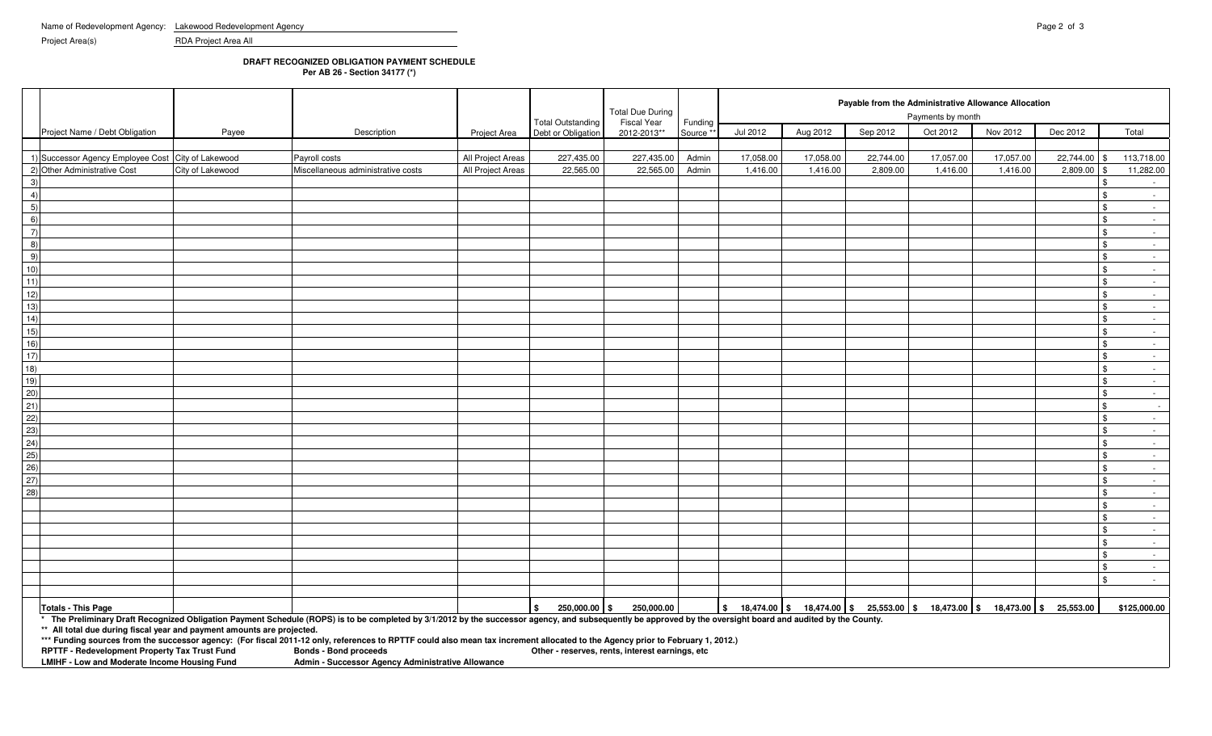Name of Redevelopment Agency: Lakewood Redevelopment Agency

Project Area(s) RDA Project Area All

**DRAFT RECOGNIZED OBLIGATION PAYMENT SCHEDULE**
**Per AB 26 - Section 34177 (*)**

| | Project Name / Debt Obligation | Payee | Description | Project Area | Total Outstanding Debt or Obligation | Total Due During Fiscal Year 2012-2013** | Funding Source *** | Payable from the Administrative Allowance Allocation – Payments by month | | | | | | |
|---|---|---|---|---|---|---|---|---|---|---|---|---|---|---|
| | | | | | | | | Jul 2012 | Aug 2012 | Sep 2012 | Oct 2012 | Nov 2012 | Dec 2012 | Total |
| 1) | Successor Agency Employee Cost | City of Lakewood | Payroll costs | All Project Areas | 227,435.00 | 227,435.00 | Admin | 17,058.00 | 17,058.00 | 22,744.00 | 17,057.00 | 17,057.00 | 22,744.00 | $ 113,718.00 |
| 2) | Other Administrative Cost | City of Lakewood | Miscellaneous administrative costs | All Project Areas | 22,565.00 | 22,565.00 | Admin | 1,416.00 | 1,416.00 | 2,809.00 | 1,416.00 | 1,416.00 | 2,809.00 | $ 11,282.00 |
| 3) | | | | | | | | | | | | | | $ - |
| 4) | | | | | | | | | | | | | | $ - |
| 5) | | | | | | | | | | | | | | $ - |
| 6) | | | | | | | | | | | | | | $ - |
| 7) | | | | | | | | | | | | | | $ - |
| 8) | | | | | | | | | | | | | | $ - |
| 9) | | | | | | | | | | | | | | $ - |
| 10) | | | | | | | | | | | | | | $ - |
| 11) | | | | | | | | | | | | | | $ - |
| 12) | | | | | | | | | | | | | | $ - |
| 13) | | | | | | | | | | | | | | $ - |
| 14) | | | | | | | | | | | | | | $ - |
| 15) | | | | | | | | | | | | | | $ - |
| 16) | | | | | | | | | | | | | | $ - |
| 17) | | | | | | | | | | | | | | $ - |
| 18) | | | | | | | | | | | | | | $ - |
| 19) | | | | | | | | | | | | | | $ - |
| 20) | | | | | | | | | | | | | | $ - |
| 21) | | | | | | | | | | | | | | $ - |
| 22) | | | | | | | | | | | | | | $ - |
| 23) | | | | | | | | | | | | | | $ - |
| 24) | | | | | | | | | | | | | | $ - |
| 25) | | | | | | | | | | | | | | $ - |
| 26) | | | | | | | | | | | | | | $ - |
| 27) | | | | | | | | | | | | | | $ - |
| 28) | | | | | | | | | | | | | | $ - |
| | | | | | | | | | | | | | | $ - |
| | | | | | | | | | | | | | | $ - |
| | | | | | | | | | | | | | | $ - |
| | | | | | | | | | | | | | | $ - |
| | | | | | | | | | | | | | | $ - |
| | | | | | | | | | | | | | | $ - |
| | | | | | | | | | | | | | | $ - |
| | **Totals - This Page** | | | | $ 250,000.00 | $ 250,000.00 | | $ 18,474.00 | $ 18,474.00 | $ 25,553.00 | $ 18,473.00 | $ 18,473.00 | $ 25,553.00 | $125,000.00 |

\* The Preliminary Draft Recognized Obligation Payment Schedule (ROPS) is to be completed by 3/1/2012 by the successor agency, and subsequently be approved by the oversight board and audited by the County.

\** All total due during fiscal year and payment amounts are projected.

\*** Funding sources from the successor agency: (For fiscal 2011-12 only, references to RPTTF could also mean tax increment allocated to the Agency prior to February 1, 2012.)

**RPTTF - Redevelopment Property Tax Trust Fund** **Bonds - Bond proceeds** **Other - reserves, rents, interest earnings, etc**

**LMIHF - Low and Moderate Income Housing Fund** **Admin - Successor Agency Administrative Allowance**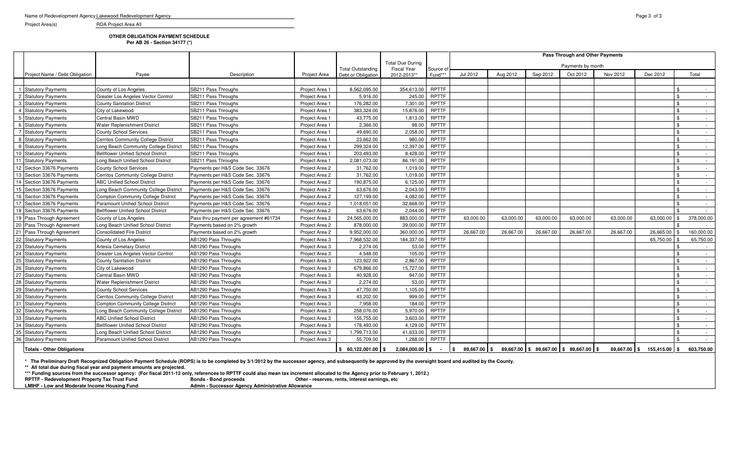Name of Redevelopment Agency Lakewood Redevelopment Agency

Project Area(s) RDA Project Area All

**OTHER OBLIGATION PAYMENT SCHEDULE**
**Per AB 26 - Section 34177 (*)**

| | | | | | | | | Pass Through and Other Payments | | | | | | |
|---|---|---|---|---|---|---|---|---|---|---|---|---|---|---|
| | | | | | | | | Payments by month | | | | | | |
| | Project Name / Debt Obligation | Payee | Description | Project Area | Total Outstanding Debt or Obligation | Total Due During Fiscal Year 2012-2013** | Source of Fund*** | Jul 2012 | Aug 2012 | Sep 2012 | Oct 2012 | Nov 2012 | Dec 2012 | Total |
| 1 | Statutory Payments | County of Los Angeles | SB211 Pass Throughs | Project Area 1 | 8,562,095.00 | 354,613.00 | RPTTF | | | | | | | $ - |
| 2 | Statutory Payments | Greater Los Angeles Vector Control | SB211 Pass Throughs | Project Area 1 | 5,916.00 | 245.00 | RPTTF | | | | | | | $ - |
| 3 | Statutory Payments | County Sanitation District | SB211 Pass Throughs | Project Area 1 | 176,282.00 | 7,301.00 | RPTTF | | | | | | | $ - |
| 4 | Statutory Payments | City of Lakewood | SB211 Pass Throughs | Project Area 1 | 383,324.00 | 15,876.00 | RPTTF | | | | | | | $ - |
| 5 | Statutory Payments | Central Basin MWD | SB211 Pass Throughs | Project Area 1 | 43,775.00 | 1,813.00 | RPTTF | | | | | | | $ - |
| 6 | Statutory Payments | Water Replenishment District | SB211 Pass Throughs | Project Area 1 | 2,366.00 | 98.00 | RPTTF | | | | | | | $ - |
| 7 | Statutory Payments | County School Services | SB211 Pass Throughs | Project Area 1 | 49,690.00 | 2,058.00 | RPTTF | | | | | | | $ - |
| 8 | Statutory Payments | Cerritos Community College District | SB211 Pass Throughs | Project Area 1 | 23,662.00 | 980.00 | RPTTF | | | | | | | $ - |
| 9 | Statutory Payments | Long Beach Community College District | SB211 Pass Throughs | Project Area 1 | 299,324.00 | 12,397.00 | RPTTF | | | | | | | $ - |
| 10 | Statutory Payments | Bellflower Unified School District | SB211 Pass Throughs | Project Area 1 | 203,493.00 | 8,428.00 | RPTTF | | | | | | | $ - |
| 11 | Statutory Payments | Long Beach Unified School District | SB211 Pass Throughs | Project Area 1 | 2,081,073.00 | 86,191.00 | RPTTF | | | | | | | $ - |
| 12 | Section 33676 Payments | County School Services | Payments per H&S Code Sec. 33676 | Project Area 2 | 31,762.00 | 1,019.00 | RPTTF | | | | | | | $ - |
| 13 | Section 33676 Payments | Cerritos Community College District | Payments per H&S Code Sec. 33676 | Project Area 2 | 31,762.00 | 1,019.00 | RPTTF | | | | | | | $ - |
| 14 | Section 33676 Payments | ABC Unified School District | Payments per H&S Code Sec. 33676 | Project Area 2 | 190,875.00 | 6,125.00 | RPTTF | | | | | | | $ - |
| 15 | Section 33676 Payments | Long Beach Community College District | Payments per H&S Code Sec. 33676 | Project Area 2 | 63,676.00 | 2,043.00 | RPTTF | | | | | | | $ - |
| 16 | Section 33676 Payments | Compton Community College District | Payments per H&S Code Sec. 33676 | Project Area 2 | 127,199.00 | 4,082.00 | RPTTF | | | | | | | $ - |
| 17 | Section 33676 Payments | Paramount Unified School District | Payments per H&S Code Sec. 33676 | Project Area 2 | 1,018,051.00 | 32,668.00 | RPTTF | | | | | | | $ - |
| 18 | Section 33676 Payments | Bellflower Unified School District | Payments per H&S Code Sec. 33676 | Project Area 2 | 63,676.00 | 2,044.00 | RPTTF | | | | | | | $ - |
| 19 | Pass Through Agreement | County of Los Angeles | Pass thru payment per agreement #61734 | Project Area 2 | 24,565,000.00 | 883,000.00 | RPTTF | 63,000.00 | 63,000.00 | 63,000.00 | 63,000.00 | 63,000.00 | 63,000.00 | $ 378,000.00 |
| 20 | Pass Through Agreement | Long Beach Unified School District | Payments based on 2% growth | Project Area 2 | 878,000.00 | 39,000.00 | RPTTF | | | | | | | $ - |
| 21 | Pass Through Agreement | Consolidated Fire District | Payments based on 2% growth | Project Area 2 | 9,952,000.00 | 360,000.00 | RPTTF | 26,667.00 | 26,667.00 | 26,667.00 | 26,667.00 | 26,667.00 | 26,665.00 | $ 160,000.00 |
| 22 | Statutory Payments | County of Los Angeles | AB1290 Pass Throughs | Project Area 3 | 7,968,532.00 | 184,337.00 | RPTTF | | | | | | 65,750.00 | $ 65,750.00 |
| 23 | Statutory Payments | Artesia Cemetary District | AB1290 Pass Throughs | Project Area 3 | 2,274.00 | 53.00 | RPTTF | | | | | | | $ - |
| 24 | Statutory Payments | Greater Los Angeles Vector Control | AB1290 Pass Throughs | Project Area 3 | 4,548.00 | 105.00 | RPTTF | | | | | | | $ - |
| 25 | Statutory Payments | County Sanitation District | AB1290 Pass Throughs | Project Area 3 | 123,922.00 | 2,867.00 | RPTTF | | | | | | | $ - |
| 26 | Statutory Payments | City of Lakewood | AB1290 Pass Throughs | Project Area 3 | 679,866.00 | 15,727.00 | RPTTF | | | | | | | $ - |
| 27 | Statutory Payments | Central Basin MWD | AB1290 Pass Throughs | Project Area 3 | 40,928.00 | 947.00 | RPTTF | | | | | | | $ - |
| 28 | Statutory Payments | Water Replenishment District | AB1290 Pass Throughs | Project Area 3 | 2,274.00 | 53.00 | RPTTF | | | | | | | $ - |
| 29 | Statutory Payments | County School Services | AB1290 Pass Throughs | Project Area 3 | 47,750.00 | 1,105.00 | RPTTF | | | | | | | $ - |
| 30 | Statutory Payments | Cerritos Community College District | AB1290 Pass Throughs | Project Area 3 | 43,202.00 | 999.00 | RPTTF | | | | | | | $ - |
| 31 | Statutory Payments | Compton Community College Dsitrict | AB1290 Pass Throughs | Project Area 3 | 7,958.00 | 184.00 | RPTTF | | | | | | | $ - |
| 32 | Statutory Payments | Long Beach Community College District | AB1290 Pass Throughs | Project Area 3 | 258,076.00 | 5,970.00 | RPTTF | | | | | | | $ - |
| 33 | Statutory Payments | ABC Unified School District | AB1290 Pass Throughs | Project Area 3 | 155,755.00 | 3,603.00 | RPTTF | | | | | | | $ - |
| 34 | Statutory Payments | Bellflower Unified School District | AB1290 Pass Throughs | Project Area 3 | 178,493.00 | 4,129.00 | RPTTF | | | | | | | $ - |
| 35 | Statutory Payments | Long Beach Unified School District | AB1290 Pass Throughs | Project Area 3 | 1,799,713.00 | 41,633.00 | RPTTF | | | | | | | $ - |
| 36 | Statutory Payments | Paramount Unified School District | AB1290 Pass Throughs | Project Area 3 | 55,709.00 | 1,288.00 | RPTTF | | | | | | | $ - |
| | **Totals - Other Obligations** | | | | **$ 60,122,001.00** | **$ 2,084,000.00** | **$ -** | **$ 89,667.00** | **$ 89,667.00** | **$ 89,667.00** | **$ 89,667.00** | **$ 89,667.00** | **$ 155,415.00** | **$ 603,750.00** |

**\* The Preliminary Draft Recognized Obligation Payment Schedule (ROPS) is to be completed by 3/1/2012 by the successor agency, and subsequently be approved by the oversight board and audited by the County.**

**\*\* All total due during fiscal year and payment amounts are projected.**

**\*\*\* Funding sources from the successor agency: (For fiscal 2011-12 only, references to RPTTF could also mean tax increment allocated to the Agency prior to February 1, 2012.)**

**RPTTF - Redevelopment Property Tax Trust Fund** | **Bonds - Bond proceeds** | **Other - reserves, rents, interest earnings, etc**

**LMIHF - Low and Moderate Income Housing Fund** | **Admin - Successor Agency Administrative Allowance**